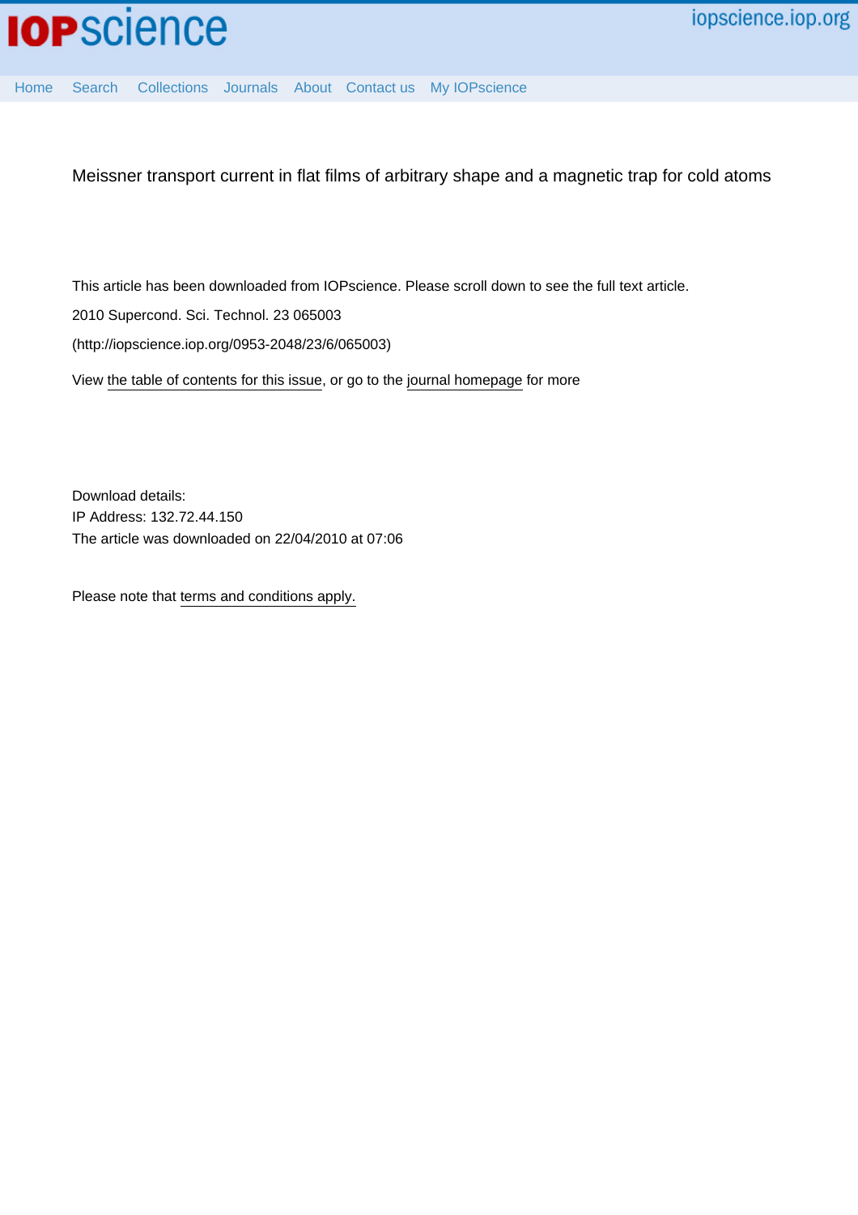IOPscience

iopscience.iop.org

Home Search Collections Journals About Contact us My IOPscience

# Meissner transport current in flat films of arbitrary shape and a magnetic trap for cold atoms

This article has been downloaded from IOPscience. Please scroll down to see the full text article.

2010 Supercond. Sci. Technol. 23 065003

(http://iopscience.iop.org/0953-2048/23/6/065003)

View the table of contents for this issue, or go to the journal homepage for more

Download details:
IP Address: 132.72.44.150
The article was downloaded on 22/04/2010 at 07:06

Please note that terms and conditions apply.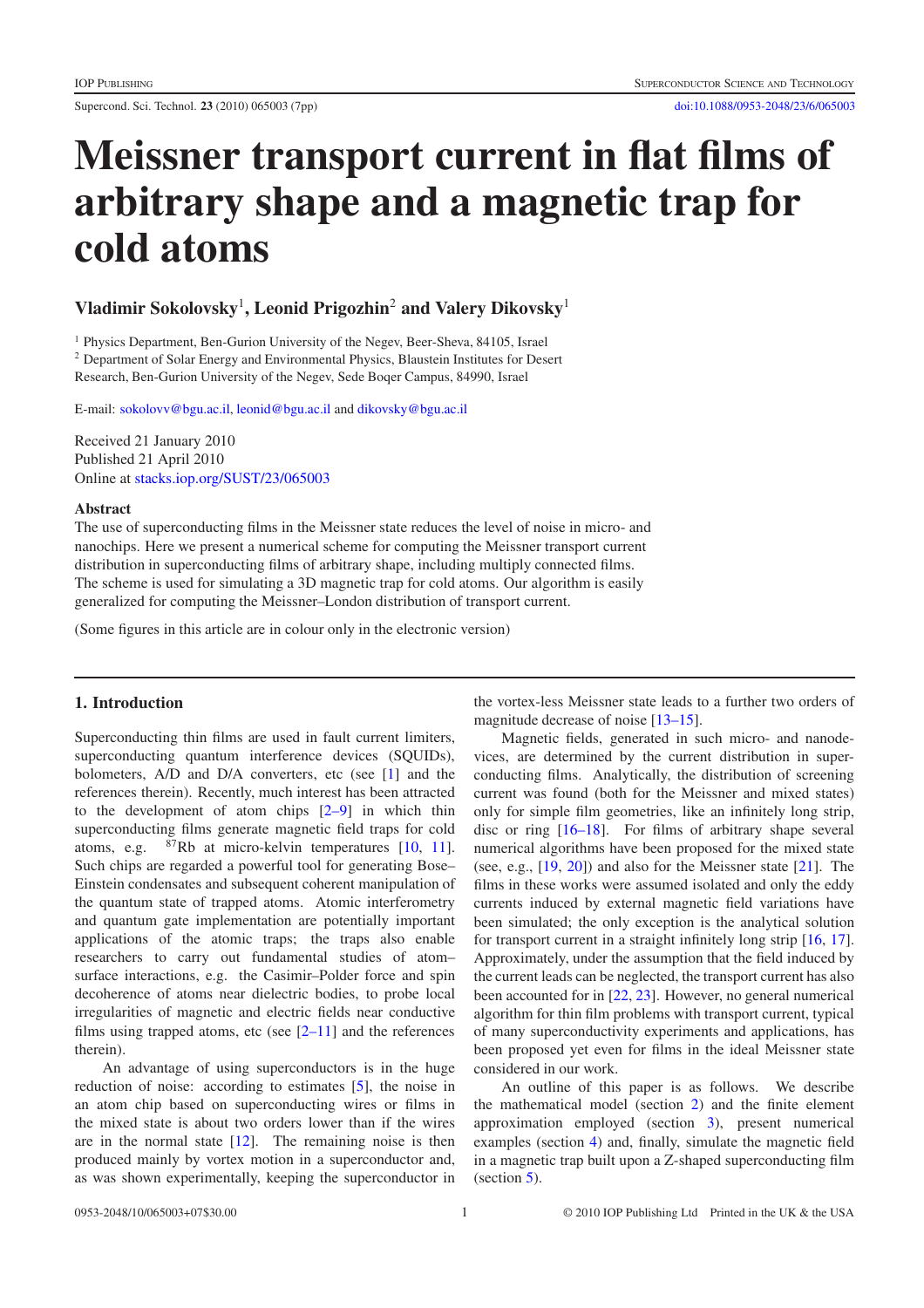# Meissner transport current in flat films of arbitrary shape and a magnetic trap for cold atoms

**Vladimir Sokolovsky**[1], **Leonid Prigozhin**[2] **and Valery Dikovsky**[1]

[1] Physics Department, Ben-Gurion University of the Negev, Beer-Sheva, 84105, Israel
[2] Department of Solar Energy and Environmental Physics, Blaustein Institutes for Desert Research, Ben-Gurion University of the Negev, Sede Boqer Campus, 84990, Israel

E-mail: sokolovv@bgu.ac.il, leonid@bgu.ac.il and dikovsky@bgu.ac.il

Received 21 January 2010
Published 21 April 2010
Online at stacks.iop.org/SUST/23/065003

### Abstract

The use of superconducting films in the Meissner state reduces the level of noise in micro- and nanochips. Here we present a numerical scheme for computing the Meissner transport current distribution in superconducting films of arbitrary shape, including multiply connected films. The scheme is used for simulating a 3D magnetic trap for cold atoms. Our algorithm is easily generalized for computing the Meissner–London distribution of transport current.

(Some figures in this article are in colour only in the electronic version)

## 1. Introduction

Superconducting thin films are used in fault current limiters, superconducting quantum interference devices (SQUIDs), bolometers, A/D and D/A converters, etc (see [1] and the references therein). Recently, much interest has been attracted to the development of atom chips [2–9] in which thin superconducting films generate magnetic field traps for cold atoms, e.g. $^{87}$Rb at micro-kelvin temperatures [10, 11]. Such chips are regarded a powerful tool for generating Bose–Einstein condensates and subsequent coherent manipulation of the quantum state of trapped atoms. Atomic interferometry and quantum gate implementation are potentially important applications of the atomic traps; the traps also enable researchers to carry out fundamental studies of atom–surface interactions, e.g. the Casimir–Polder force and spin decoherence of atoms near dielectric bodies, to probe local irregularities of magnetic and electric fields near conductive films using trapped atoms, etc (see [2–11] and the references therein).

An advantage of using superconductors is in the huge reduction of noise: according to estimates [5], the noise in an atom chip based on superconducting wires or films in the mixed state is about two orders lower than if the wires are in the normal state [12]. The remaining noise is then produced mainly by vortex motion in a superconductor and, as was shown experimentally, keeping the superconductor in the vortex-less Meissner state leads to a further two orders of magnitude decrease of noise [13–15].

Magnetic fields, generated in such micro- and nanodevices, are determined by the current distribution in superconducting films. Analytically, the distribution of screening current was found (both for the Meissner and mixed states) only for simple film geometries, like an infinitely long strip, disc or ring [16–18]. For films of arbitrary shape several numerical algorithms have been proposed for the mixed state (see, e.g., [19, 20]) and also for the Meissner state [21]. The films in these works were assumed isolated and only the eddy currents induced by external magnetic field variations have been simulated; the only exception is the analytical solution for transport current in a straight infinitely long strip [16, 17]. Approximately, under the assumption that the field induced by the current leads can be neglected, the transport current has also been accounted for in [22, 23]. However, no general numerical algorithm for thin film problems with transport current, typical of many superconductivity experiments and applications, has been proposed yet even for films in the ideal Meissner state considered in our work.

An outline of this paper is as follows. We describe the mathematical model (section 2) and the finite element approximation employed (section 3), present numerical examples (section 4) and, finally, simulate the magnetic field in a magnetic trap built upon a Z-shaped superconducting film (section 5).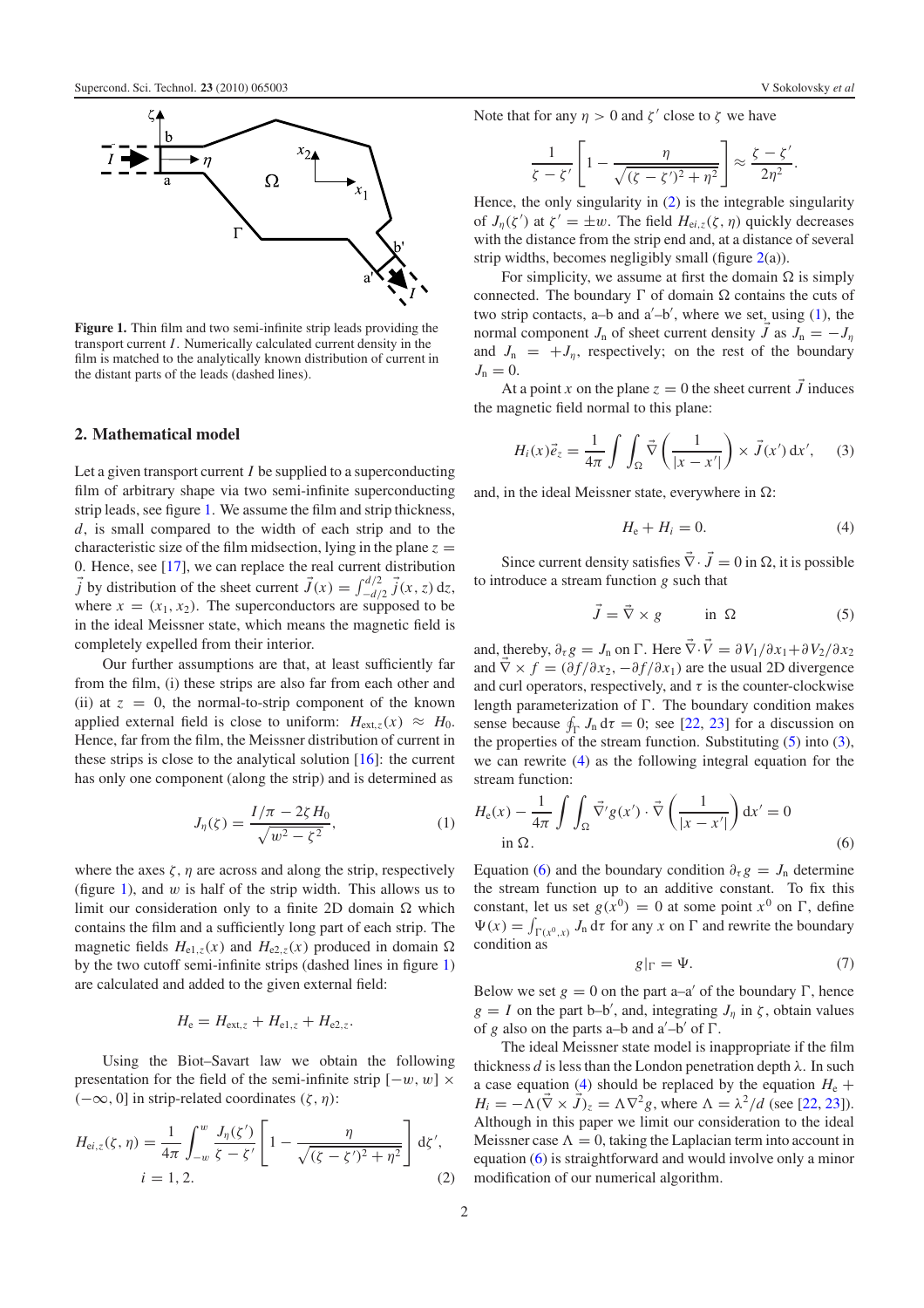Figure 1. Thin film and two semi-infinite strip leads providing the transport current $I$. Numerically calculated current density in the film is matched to the analytically known distribution of current in the distant parts of the leads (dashed lines).

## 2. Mathematical model

Let a given transport current $I$ be supplied to a superconducting film of arbitrary shape via two semi-infinite superconducting strip leads, see figure 1. We assume the film and strip thickness, $d$, is small compared to the width of each strip and to the characteristic size of the film midsection, lying in the plane $z = 0$. Hence, see [17], we can replace the real current distribution $\vec{j}$ by distribution of the sheet current $\vec{J}(x) = \int_{-d/2}^{d/2} \vec{j}(x, z)\,dz$, where $x = (x_1, x_2)$. The superconductors are supposed to be in the ideal Meissner state, which means the magnetic field is completely expelled from their interior.

Our further assumptions are that, at least sufficiently far from the film, (i) these strips are also far from each other and (ii) at $z = 0$, the normal-to-strip component of the known applied external field is close to uniform: $H_{\text{ext},z}(x) \approx H_0$. Hence, far from the film, the Meissner distribution of current in these strips is close to the analytical solution [16]: the current has only one component (along the strip) and is determined as

$$J_\eta(\zeta) = \frac{I/\pi - 2\zeta H_0}{\sqrt{w^2 - \zeta^2}}, \qquad (1)$$

where the axes $\zeta, \eta$ are across and along the strip, respectively (figure 1), and $w$ is half of the strip width. This allows us to limit our consideration only to a finite 2D domain $\Omega$ which contains the film and a sufficiently long part of each strip. The magnetic fields $H_{\text{e}1,z}(x)$ and $H_{\text{e}2,z}(x)$ produced in domain $\Omega$ by the two cutoff semi-infinite strips (dashed lines in figure 1) are calculated and added to the given external field:

$$H_\text{e} = H_{\text{ext},z} + H_{\text{e}1,z} + H_{\text{e}2,z}.$$

Using the Biot–Savart law we obtain the following presentation for the field of the semi-infinite strip $[-w, w] \times (-\infty, 0]$ in strip-related coordinates $(\zeta, \eta)$:

$$H_{\text{e}i,z}(\zeta, \eta) = \frac{1}{4\pi}\int_{-w}^{w} \frac{J_\eta(\zeta')}{\zeta - \zeta'}\left[1 - \frac{\eta}{\sqrt{(\zeta - \zeta')^2 + \eta^2}}\right] d\zeta',$$
$$i = 1, 2. \qquad (2)$$

Note that for any $\eta > 0$ and $\zeta'$ close to $\zeta$ we have

$$\frac{1}{\zeta - \zeta'}\left[1 - \frac{\eta}{\sqrt{(\zeta - \zeta')^2 + \eta^2}}\right] \approx \frac{\zeta - \zeta'}{2\eta^2}.$$

Hence, the only singularity in (2) is the integrable singularity of $J_\eta(\zeta')$ at $\zeta' = \pm w$. The field $H_{\text{e}i,z}(\zeta, \eta)$ quickly decreases with the distance from the strip end and, at a distance of several strip widths, becomes negligibly small (figure 2(a)).

For simplicity, we assume at first the domain $\Omega$ is simply connected. The boundary $\Gamma$ of domain $\Omega$ contains the cuts of two strip contacts, a–b and a′–b′, where we set, using (1), the normal component $J_\text{n}$ of sheet current density $\vec{J}$ as $J_\text{n} = -J_\eta$ and $J_\text{n} = +J_\eta$, respectively; on the rest of the boundary $J_\text{n} = 0$.

At a point $x$ on the plane $z = 0$ the sheet current $\vec{J}$ induces the magnetic field normal to this plane:

$$H_i(x)\vec{e}_z = \frac{1}{4\pi}\int\int_\Omega \vec{\nabla}\left(\frac{1}{|x - x'|}\right) \times \vec{J}(x')\,dx', \qquad (3)$$

and, in the ideal Meissner state, everywhere in $\Omega$:

$$H_\text{e} + H_i = 0. \qquad (4)$$

Since current density satisfies $\vec{\nabla}\cdot\vec{J} = 0$ in $\Omega$, it is possible to introduce a stream function $g$ such that

$$\vec{J} = \vec{\nabla} \times g \qquad \text{in } \Omega \qquad (5)$$

and, thereby, $\partial_\tau g = J_\text{n}$ on $\Gamma$. Here $\vec{\nabla}\cdot\vec{V} = \partial V_1/\partial x_1 + \partial V_2/\partial x_2$ and $\vec{\nabla} \times f = (\partial f/\partial x_2, -\partial f/\partial x_1)$ are the usual 2D divergence and curl operators, respectively, and $\tau$ is the counter-clockwise length parameterization of $\Gamma$. The boundary condition makes sense because $\oint_\Gamma J_\text{n}\,d\tau = 0$; see [22, 23] for a discussion on the properties of the stream function. Substituting (5) into (3), we can rewrite (4) as the following integral equation for the stream function:

$$H_\text{e}(x) - \frac{1}{4\pi}\int\int_\Omega \vec{\nabla}'g(x')\cdot\vec{\nabla}\left(\frac{1}{|x - x'|}\right) dx' = 0$$
$$\text{in } \Omega. \qquad (6)$$

Equation (6) and the boundary condition $\partial_\tau g = J_\text{n}$ determine the stream function up to an additive constant. To fix this constant, let us set $g(x^0) = 0$ at some point $x^0$ on $\Gamma$, define $\Psi(x) = \int_{\Gamma(x^0,x)} J_\text{n}\,d\tau$ for any $x$ on $\Gamma$ and rewrite the boundary condition as

$$g|_\Gamma = \Psi. \qquad (7)$$

Below we set $g = 0$ on the part a–a′ of the boundary $\Gamma$, hence $g = I$ on the part b–b′, and, integrating $J_\eta$ in $\zeta$, obtain values of $g$ also on the parts a–b and a′–b′ of $\Gamma$.

The ideal Meissner state model is inappropriate if the film thickness $d$ is less than the London penetration depth $\lambda$. In such a case equation (4) should be replaced by the equation $H_\text{e} + H_i = -\Lambda(\vec{\nabla} \times \vec{J})_z = \Lambda\nabla^2 g$, where $\Lambda = \lambda^2/d$ (see [22, 23]). Although in this paper we limit our consideration to the ideal Meissner case $\Lambda = 0$, taking the Laplacian term into account in equation (6) is straightforward and would involve only a minor modification of our numerical algorithm.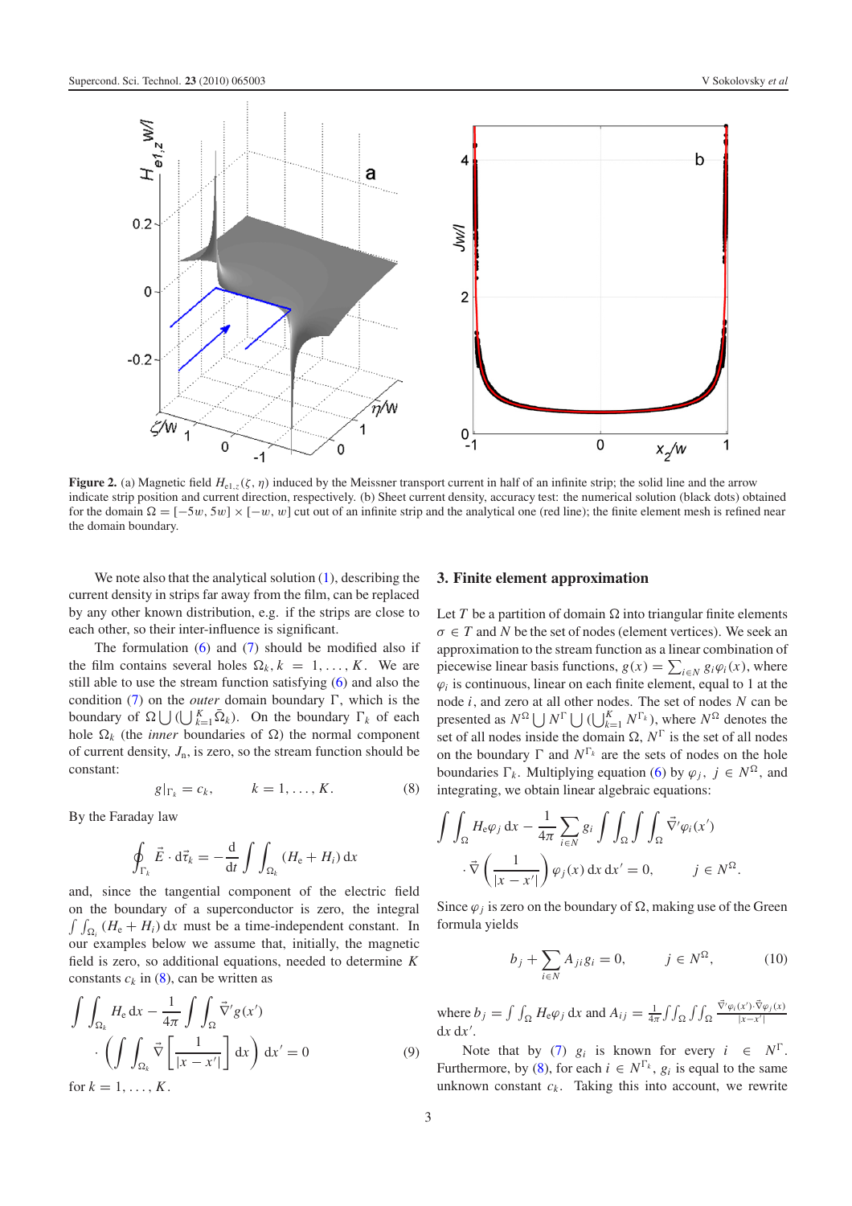**Figure 2.** (a) Magnetic field $H_{e1,z}(\zeta, \eta)$ induced by the Meissner transport current in half of an infinite strip; the solid line and the arrow indicate strip position and current direction, respectively. (b) Sheet current density, accuracy test: the numerical solution (black dots) obtained for the domain $\Omega = [-5w, 5w] \times [-w, w]$ cut out of an infinite strip and the analytical one (red line); the finite element mesh is refined near the domain boundary.

We note also that the analytical solution (1), describing the current density in strips far away from the film, can be replaced by any other known distribution, e.g. if the strips are close to each other, so their inter-influence is significant.

The formulation (6) and (7) should be modified also if the film contains several holes $\Omega_k, k = 1, \ldots, K$. We are still able to use the stream function satisfying (6) and also the condition (7) on the *outer* domain boundary $\Gamma$, which is the boundary of $\Omega \bigcup (\bigcup_{k=1}^{K} \bar{\Omega}_k)$. On the boundary $\Gamma_k$ of each hole $\Omega_k$ (the *inner* boundaries of $\Omega$) the normal component of current density, $J_n$, is zero, so the stream function should be constant:

$$g|_{\Gamma_k} = c_k, \qquad k = 1, \ldots, K. \tag{8}$$

By the Faraday law

$$\oint_{\Gamma_k} \vec{E} \cdot \mathrm{d}\vec{\tau}_k = -\frac{\mathrm{d}}{\mathrm{d}t} \int\int_{\Omega_k} (H_e + H_i)\, \mathrm{d}x$$

and, since the tangential component of the electric field on the boundary of a superconductor is zero, the integral $\int\int_{\Omega_i} (H_e + H_i)\, \mathrm{d}x$ must be a time-independent constant. In our examples below we assume that, initially, the magnetic field is zero, so additional equations, needed to determine $K$ constants $c_k$ in (8), can be written as

$$\int\int_{\Omega_k} H_e\, \mathrm{d}x - \frac{1}{4\pi} \int\int_{\Omega} \vec{\nabla}' g(x') \cdot \left( \int\int_{\Omega_k} \vec{\nabla} \left[ \frac{1}{|x - x'|} \right] \mathrm{d}x \right) \mathrm{d}x' = 0 \tag{9}$$

for $k = 1, \ldots, K$.

## 3. Finite element approximation

Let $T$ be a partition of domain $\Omega$ into triangular finite elements $\sigma \in T$ and $N$ be the set of nodes (element vertices). We seek an approximation to the stream function as a linear combination of piecewise linear basis functions, $g(x) = \sum_{i \in N} g_i \varphi_i(x)$, where $\varphi_i$ is continuous, linear on each finite element, equal to 1 at the node $i$, and zero at all other nodes. The set of nodes $N$ can be presented as $N^{\Omega} \bigcup N^{\Gamma} \bigcup (\bigcup_{k=1}^{K} N^{\Gamma_k})$, where $N^{\Omega}$ denotes the set of all nodes inside the domain $\Omega$, $N^{\Gamma}$ is the set of all nodes on the boundary $\Gamma$ and $N^{\Gamma_k}$ are the sets of nodes on the hole boundaries $\Gamma_k$. Multiplying equation (6) by $\varphi_j$, $j \in N^{\Omega}$, and integrating, we obtain linear algebraic equations:

$$\int\int_{\Omega} H_e \varphi_j\, \mathrm{d}x - \frac{1}{4\pi} \sum_{i \in N} g_i \int\int_{\Omega} \int\int_{\Omega} \vec{\nabla}' \varphi_i(x') \cdot \vec{\nabla} \left( \frac{1}{|x - x'|} \right) \varphi_j(x)\, \mathrm{d}x\, \mathrm{d}x' = 0, \qquad j \in N^{\Omega}.$$

Since $\varphi_j$ is zero on the boundary of $\Omega$, making use of the Green formula yields

$$b_j + \sum_{i \in N} A_{ji} g_i = 0, \qquad j \in N^{\Omega}, \tag{10}$$

where $b_j = \int\int_{\Omega} H_e \varphi_j\, \mathrm{d}x$ and $A_{ij} = \frac{1}{4\pi} \int\int_{\Omega} \int\int_{\Omega} \frac{\vec{\nabla}' \varphi_i(x') \cdot \vec{\nabla} \varphi_j(x)}{|x - x'|}\, \mathrm{d}x\, \mathrm{d}x'$.

Note that by (7) $g_i$ is known for every $i \in N^{\Gamma}$. Furthermore, by (8), for each $i \in N^{\Gamma_k}$, $g_i$ is equal to the same unknown constant $c_k$. Taking this into account, we rewrite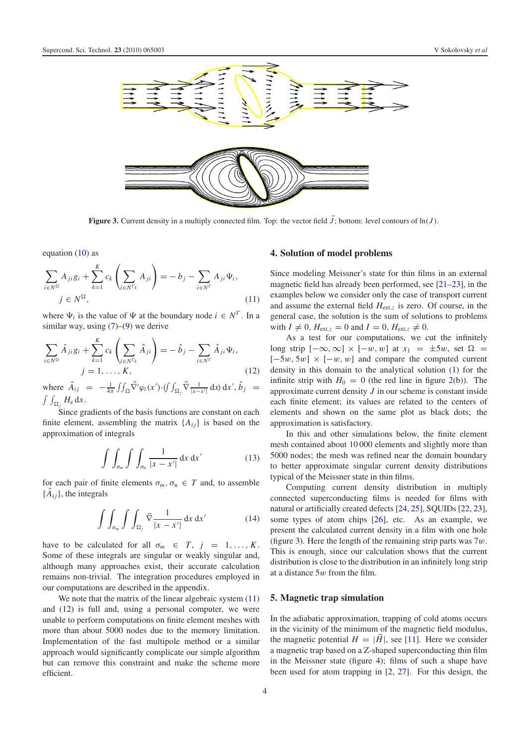**Figure 3.** Current density in a multiply connected film. Top: the vector field $\vec{J}$; bottom: level contours of $\ln(J)$.

equation (10) as

$$\sum_{i\in N^{\Omega}} A_{ji} g_i + \sum_{k=1}^{K} c_k \left( \sum_{i\in N^{\Gamma_k}} A_{ji} \right) = -b_j - \sum_{i\in N^{\Gamma}} A_{ji}\Psi_i, \quad j \in N^{\Omega}, \tag{11}$$

where $\Psi_i$ is the value of $\Psi$ at the boundary node $i \in N^{\Gamma}$. In a similar way, using (7)–(9) we derive

$$\sum_{i\in N^{\Omega}} \hat{A}_{ji} g_i + \sum_{k=1}^{K} c_k \left( \sum_{i\in N^{\Gamma_k}} \hat{A}_{ji} \right) = -\hat{b}_j - \sum_{i\in N^{\Gamma}} \hat{A}_{ji}\Psi_i, \quad j = 1, \ldots, K, \tag{12}$$

where $\hat{A}_{ij} = -\frac{1}{4\pi}\int\int_{\Omega} \vec{\nabla}'\varphi_i(x')\cdot(\int\int_{\Omega_j} \vec{\nabla}\frac{1}{|x-x'|}\,\mathrm{d}x)\,\mathrm{d}x'$, $\hat{b}_j = \int\int_{\Omega_j} H_{\mathrm{e}}\,\mathrm{d}x$.

Since gradients of the basis functions are constant on each finite element, assembling the matrix $\{A_{ij}\}$ is based on the approximation of integrals

$$\int\int_{\sigma_m}\int\int_{\sigma_n} \frac{1}{|x-x'|}\,\mathrm{d}x\,\mathrm{d}x' \tag{13}$$

for each pair of finite elements $\sigma_m, \sigma_n \in T$ and, to assemble $\{\hat{A}_{ij}\}$, the integrals

$$\int\int_{\sigma_m}\int\int_{\Omega_j} \vec{\nabla}\frac{1}{|x-x'|}\,\mathrm{d}x\,\mathrm{d}x' \tag{14}$$

have to be calculated for all $\sigma_m \in T$, $j = 1, \ldots, K$. Some of these integrals are singular or weakly singular and, although many approaches exist, their accurate calculation remains non-trivial. The integration procedures employed in our computations are described in the appendix.

We note that the matrix of the linear algebraic system (11) and (12) is full and, using a personal computer, we were unable to perform computations on finite element meshes with more than about 5000 nodes due to the memory limitation. Implementation of the fast multipole method or a similar approach would significantly complicate our simple algorithm but can remove this constraint and make the scheme more efficient.

## 4. Solution of model problems

Since modeling Meissner's state for thin films in an external magnetic field has already been performed, see [21–23], in the examples below we consider only the case of transport current and assume the external field $H_{\mathrm{ext},z}$ is zero. Of course, in the general case, the solution is the sum of solutions to problems with $I \neq 0$, $H_{\mathrm{ext},z} = 0$ and $I = 0$, $H_{\mathrm{ext},z} \neq 0$.

As a test for our computations, we cut the infinitely long strip $[-\infty, \infty] \times [-w, w]$ at $x_1 = \pm 5w$, set $\Omega = [-5w, 5w] \times [-w, w]$ and compare the computed current density in this domain to the analytical solution (1) for the infinite strip with $H_0 = 0$ (the red line in figure 2(b)). The approximate current density $J$ in our scheme is constant inside each finite element; its values are related to the centers of elements and shown on the same plot as black dots; the approximation is satisfactory.

In this and other simulations below, the finite element mesh contained about 10 000 elements and slightly more than 5000 nodes; the mesh was refined near the domain boundary to better approximate singular current density distributions typical of the Meissner state in thin films.

Computing current density distribution in multiply connected superconducting films is needed for films with natural or artificially created defects [24, 25], SQUIDs [22, 23], some types of atom chips [26], etc. As an example, we present the calculated current density in a film with one hole (figure 3). Here the length of the remaining strip parts was $7w$. This is enough, since our calculation shows that the current distribution is close to the distribution in an infinitely long strip at a distance $5w$ from the film.

## 5. Magnetic trap simulation

In the adiabatic approximation, trapping of cold atoms occurs in the vicinity of the minimum of the magnetic field modulus, the magnetic potential $H = |\vec{H}|$, see [11]. Here we consider a magnetic trap based on a Z-shaped superconducting thin film in the Meissner state (figure 4); films of such a shape have been used for atom trapping in [2, 27]. For this design, the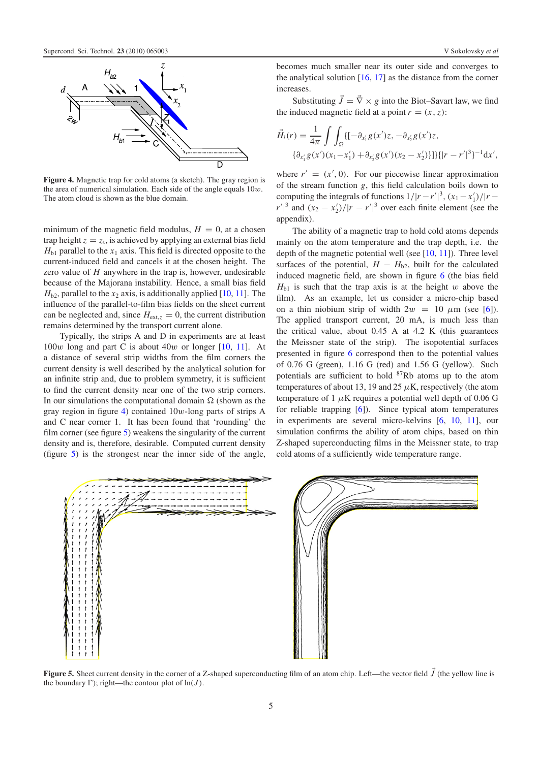**Figure 4.** Magnetic trap for cold atoms (a sketch). The gray region is the area of numerical simulation. Each side of the angle equals $10w$. The atom cloud is shown as the blue domain.

minimum of the magnetic field modulus, $H = 0$, at a chosen trap height $z = z_t$, is achieved by applying an external bias field $H_{b1}$ parallel to the $x_1$ axis. This field is directed opposite to the current-induced field and cancels it at the chosen height. The zero value of $H$ anywhere in the trap is, however, undesirable because of the Majorana instability. Hence, a small bias field $H_{b2}$, parallel to the $x_2$ axis, is additionally applied [10, 11]. The influence of the parallel-to-film bias fields on the sheet current can be neglected and, since $H_{\text{ext},z} = 0$, the current distribution remains determined by the transport current alone.

Typically, the strips A and D in experiments are at least $100w$ long and part C is about $40w$ or longer [10, 11]. At a distance of several strip widths from the film corners the current density is well described by the analytical solution for an infinite strip and, due to problem symmetry, it is sufficient to find the current density near one of the two strip corners. In our simulations the computational domain $\Omega$ (shown as the gray region in figure 4) contained $10w$-long parts of strips A and C near corner 1. It has been found that 'rounding' the film corner (see figure 5) weakens the singularity of the current density and is, therefore, desirable. Computed current density (figure 5) is the strongest near the inner side of the angle, becomes much smaller near its outer side and converges to the analytical solution [16, 17] as the distance from the corner increases.

Substituting $\vec{J} = \vec{\nabla} \times g$ into the Biot–Savart law, we find the induced magnetic field at a point $r = (x, z)$:

$$\vec{H}_i(r) = \frac{1}{4\pi} \int \int_{\Omega} \{[-\partial_{x_1'} g(x')z, -\partial_{x_2'} g(x')z, \{\partial_{x_1'} g(x')(x_1 - x_1') + \partial_{x_2'} g(x')(x_2 - x_2')\}]\}\{|r - r'|^3\}^{-1} \mathrm{d}x',$$

where $r' = (x', 0)$. For our piecewise linear approximation of the stream function $g$, this field calculation boils down to computing the integrals of functions $1/|r - r'|^3$, $(x_1 - x_1')/|r - r'|^3$ and $(x_2 - x_2')/|r - r'|^3$ over each finite element (see the appendix).

The ability of a magnetic trap to hold cold atoms depends mainly on the atom temperature and the trap depth, i.e. the depth of the magnetic potential well (see [10, 11]). Three level surfaces of the potential, $H - H_{b2}$, built for the calculated induced magnetic field, are shown in figure 6 (the bias field $H_{b1}$ is such that the trap axis is at the height $w$ above the film). As an example, let us consider a micro-chip based on a thin niobium strip of width $2w = 10\ \mu$m (see [6]). The applied transport current, 20 mA, is much less than the critical value, about 0.45 A at 4.2 K (this guarantees the Meissner state of the strip). The isopotential surfaces presented in figure 6 correspond then to the potential values of 0.76 G (green), 1.16 G (red) and 1.56 G (yellow). Such potentials are sufficient to hold $^{87}$Rb atoms up to the atom temperatures of about 13, 19 and 25 $\mu$K, respectively (the atom temperature of 1 $\mu$K requires a potential well depth of 0.06 G for reliable trapping [6]). Since typical atom temperatures in experiments are several micro-kelvins [6, 10, 11], our simulation confirms the ability of atom chips, based on thin Z-shaped superconducting films in the Meissner state, to trap cold atoms of a sufficiently wide temperature range.

**Figure 5.** Sheet current density in the corner of a Z-shaped superconducting film of an atom chip. Left—the vector field $\vec{J}$ (the yellow line is the boundary $\Gamma$); right—the contour plot of $\ln(J)$.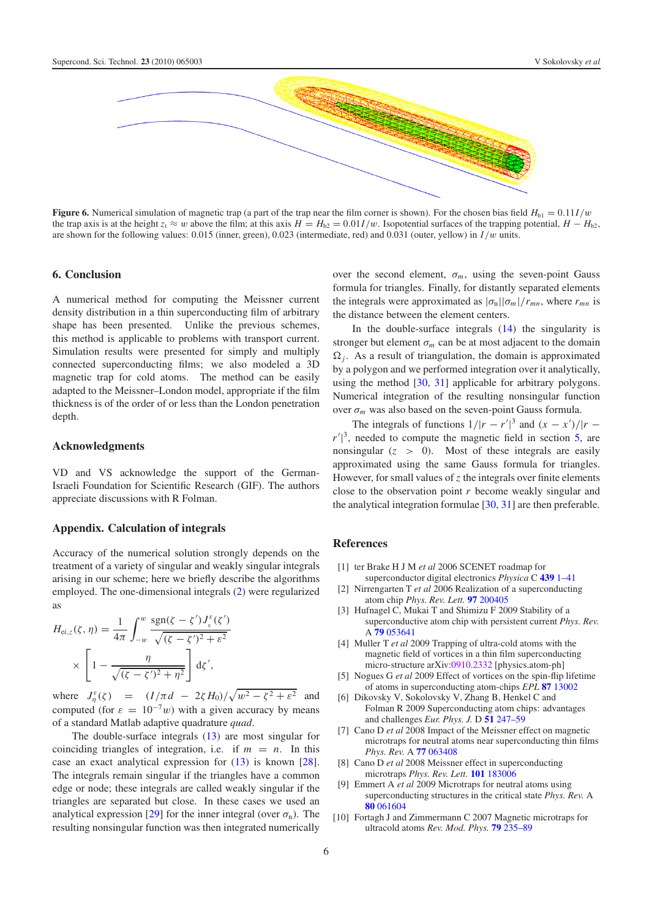**Figure 6.** Numerical simulation of magnetic trap (a part of the trap near the film corner is shown). For the chosen bias field $H_{b1} = 0.11I/w$ the trap axis is at the height $z_t \approx w$ above the film; at this axis $H = H_{b2} = 0.01I/w$. Isopotential surfaces of the trapping potential, $H - H_{b2}$, are shown for the following values: 0.015 (inner, green), 0.023 (intermediate, red) and 0.031 (outer, yellow) in $I/w$ units.

## 6. Conclusion

A numerical method for computing the Meissner current density distribution in a thin superconducting film of arbitrary shape has been presented. Unlike the previous schemes, this method is applicable to problems with transport current. Simulation results were presented for simply and multiply connected superconducting films; we also modeled a 3D magnetic trap for cold atoms. The method can be easily adapted to the Meissner–London model, appropriate if the film thickness is of the order of or less than the London penetration depth.

## Acknowledgments

VD and VS acknowledge the support of the German-Israeli Foundation for Scientific Research (GIF). The authors appreciate discussions with R Folman.

## Appendix. Calculation of integrals

Accuracy of the numerical solution strongly depends on the treatment of a variety of singular and weakly singular integrals arising in our scheme; here we briefly describe the algorithms employed. The one-dimensional integrals (2) were regularized as

$$H_{\mathrm{ei},z}(\zeta,\eta) = \frac{1}{4\pi}\int_{-w}^{w}\frac{\mathrm{sgn}(\zeta-\zeta')J_\eta^\varepsilon(\zeta')}{\sqrt{(\zeta-\zeta')^2+\varepsilon^2}} \times \left[1-\frac{\eta}{\sqrt{(\zeta-\zeta')^2+\eta^2}}\right]\mathrm{d}\zeta',$$

where $J_\eta^\varepsilon(\zeta) = (I/\pi d - 2\zeta H_0)/\sqrt{w^2-\zeta^2+\varepsilon^2}$ and computed (for $\varepsilon = 10^{-7}w$) with a given accuracy by means of a standard Matlab adaptive quadrature *quad*.

The double-surface integrals (13) are most singular for coinciding triangles of integration, i.e. if $m = n$. In this case an exact analytical expression for (13) is known [28]. The integrals remain singular if the triangles have a common edge or node; these integrals are called weakly singular if the triangles are separated but close. In these cases we used an analytical expression [29] for the inner integral (over $\sigma_n$). The resulting nonsingular function was then integrated numerically over the second element, $\sigma_m$, using the seven-point Gauss formula for triangles. Finally, for distantly separated elements the integrals were approximated as $|\sigma_n||\sigma_m|/r_{mn}$, where $r_{mn}$ is the distance between the element centers.

In the double-surface integrals (14) the singularity is stronger but element $\sigma_m$ can be at most adjacent to the domain $\Omega_j$. As a result of triangulation, the domain is approximated by a polygon and we performed integration over it analytically, using the method [30, 31] applicable for arbitrary polygons. Numerical integration of the resulting nonsingular function over $\sigma_m$ was also based on the seven-point Gauss formula.

The integrals of functions $1/|r-r'|^3$ and $(x-x')/|r-r'|^3$, needed to compute the magnetic field in section 5, are nonsingular ($z > 0$). Most of these integrals are easily approximated using the same Gauss formula for triangles. However, for small values of $z$ the integrals over finite elements close to the observation point $r$ become weakly singular and the analytical integration formulae [30, 31] are then preferable.

## References

[1] ter Brake H J M *et al* 2006 SCENET roadmap for superconductor digital electronics *Physica* C **439** 1–41

[2] Nirrengarten T *et al* 2006 Realization of a superconducting atom chip *Phys. Rev. Lett.* **97** 200405

[3] Hufnagel C, Mukai T and Shimizu F 2009 Stability of a superconductive atom chip with persistent current *Phys. Rev.* A **79** 053641

[4] Muller T *et al* 2009 Trapping of ultra-cold atoms with the magnetic field of vortices in a thin film superconducting micro-structure arXiv:0910.2332 [physics.atom-ph]

[5] Nogues G *et al* 2009 Effect of vortices on the spin-flip lifetime of atoms in superconducting atom-chips *EPL* **87** 13002

[6] Dikovsky V, Sokolovsky V, Zhang B, Henkel C and Folman R 2009 Superconducting atom chips: advantages and challenges *Eur. Phys. J.* D **51** 247–59

[7] Cano D *et al* 2008 Impact of the Meissner effect on magnetic microtraps for neutral atoms near superconducting thin films *Phys. Rev.* A **77** 063408

[8] Cano D *et al* 2008 Meissner effect in superconducting microtraps *Phys. Rev. Lett.* **101** 183006

[9] Emmert A *et al* 2009 Microtraps for neutral atoms using superconducting structures in the critical state *Phys. Rev.* A **80** 061604

[10] Fortagh J and Zimmermann C 2007 Magnetic microtraps for ultracold atoms *Rev. Mod. Phys.* **79** 235–89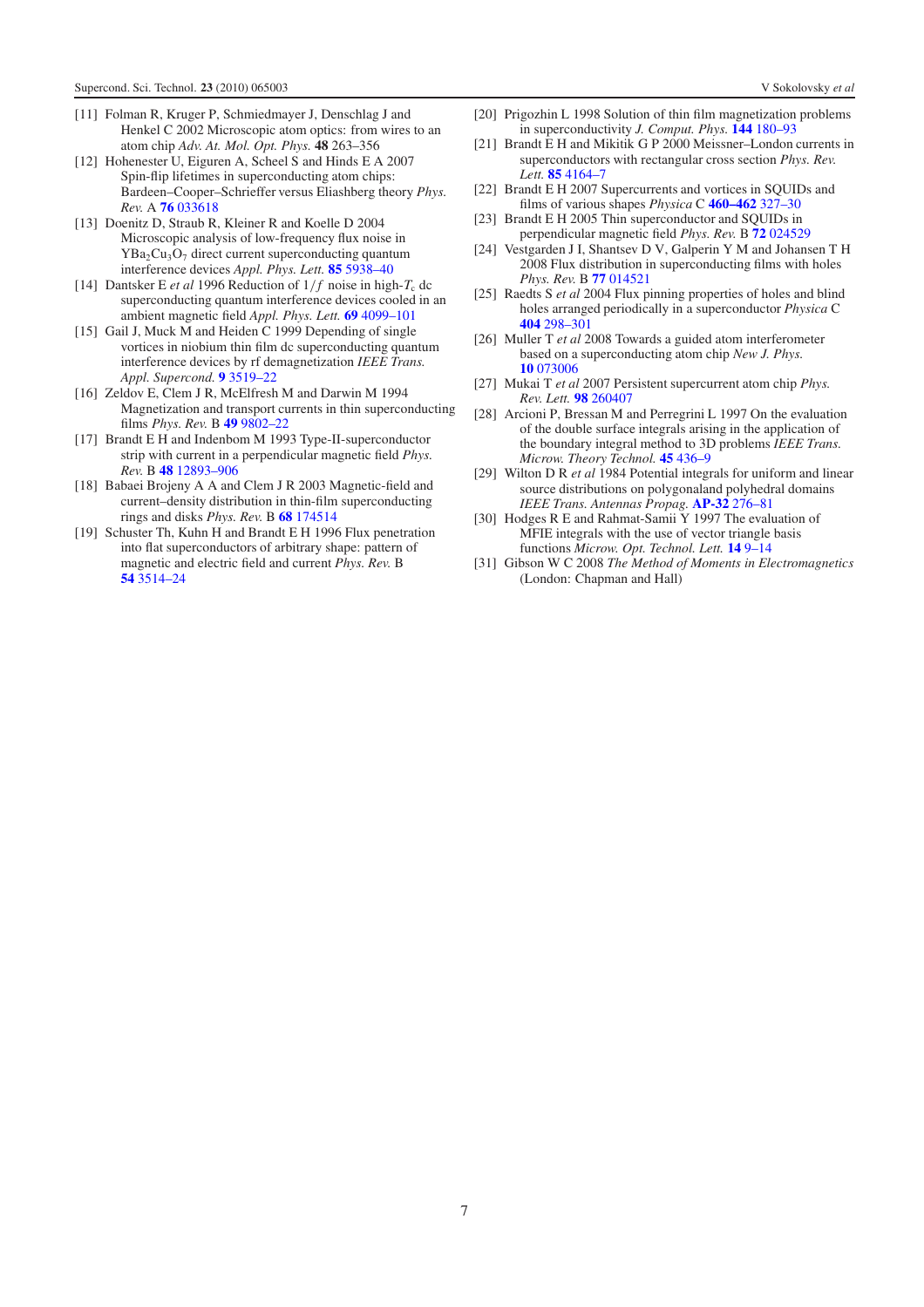[11] Folman R, Kruger P, Schmiedmayer J, Denschlag J and Henkel C 2002 Microscopic atom optics: from wires to an atom chip *Adv. At. Mol. Opt. Phys.* **48** 263–356

[12] Hohenester U, Eiguren A, Scheel S and Hinds E A 2007 Spin-flip lifetimes in superconducting atom chips: Bardeen–Cooper–Schrieffer versus Eliashberg theory *Phys. Rev.* A **76** 033618

[13] Doenitz D, Straub R, Kleiner R and Koelle D 2004 Microscopic analysis of low-frequency flux noise in $YBa_2Cu_3O_7$ direct current superconducting quantum interference devices *Appl. Phys. Lett.* **85** 5938–40

[14] Dantsker E *et al* 1996 Reduction of $1/f$ noise in high-$T_c$ dc superconducting quantum interference devices cooled in an ambient magnetic field *Appl. Phys. Lett.* **69** 4099–101

[15] Gail J, Muck M and Heiden C 1999 Depending of single vortices in niobium thin film dc superconducting quantum interference devices by rf demagnetization *IEEE Trans. Appl. Supercond.* **9** 3519–22

[16] Zeldov E, Clem J R, McElfresh M and Darwin M 1994 Magnetization and transport currents in thin superconducting films *Phys. Rev.* B **49** 9802–22

[17] Brandt E H and Indenbom M 1993 Type-II-superconductor strip with current in a perpendicular magnetic field *Phys. Rev.* B **48** 12893–906

[18] Babaei Brojeny A A and Clem J R 2003 Magnetic-field and current–density distribution in thin-film superconducting rings and disks *Phys. Rev.* B **68** 174514

[19] Schuster Th, Kuhn H and Brandt E H 1996 Flux penetration into flat superconductors of arbitrary shape: pattern of magnetic and electric field and current *Phys. Rev.* B **54** 3514–24

[20] Prigozhin L 1998 Solution of thin film magnetization problems in superconductivity *J. Comput. Phys.* **144** 180–93

[21] Brandt E H and Mikitik G P 2000 Meissner–London currents in superconductors with rectangular cross section *Phys. Rev. Lett.* **85** 4164–7

[22] Brandt E H 2007 Supercurrents and vortices in SQUIDs and films of various shapes *Physica* C **460–462** 327–30

[23] Brandt E H 2005 Thin superconductor and SQUIDs in perpendicular magnetic field *Phys. Rev.* B **72** 024529

[24] Vestgarden J I, Shantsev D V, Galperin Y M and Johansen T H 2008 Flux distribution in superconducting films with holes *Phys. Rev.* B **77** 014521

[25] Raedts S *et al* 2004 Flux pinning properties of holes and blind holes arranged periodically in a superconductor *Physica* C **404** 298–301

[26] Muller T *et al* 2008 Towards a guided atom interferometer based on a superconducting atom chip *New J. Phys.* **10** 073006

[27] Mukai T *et al* 2007 Persistent supercurrent atom chip *Phys. Rev. Lett.* **98** 260407

[28] Arcioni P, Bressan M and Perregrini L 1997 On the evaluation of the double surface integrals arising in the application of the boundary integral method to 3D problems *IEEE Trans. Microw. Theory Technol.* **45** 436–9

[29] Wilton D R *et al* 1984 Potential integrals for uniform and linear source distributions on polygonaland polyhedral domains *IEEE Trans. Antennas Propag.* **AP-32** 276–81

[30] Hodges R E and Rahmat-Samii Y 1997 The evaluation of MFIE integrals with the use of vector triangle basis functions *Microw. Opt. Technol. Lett.* **14** 9–14

[31] Gibson W C 2008 *The Method of Moments in Electromagnetics* (London: Chapman and Hall)